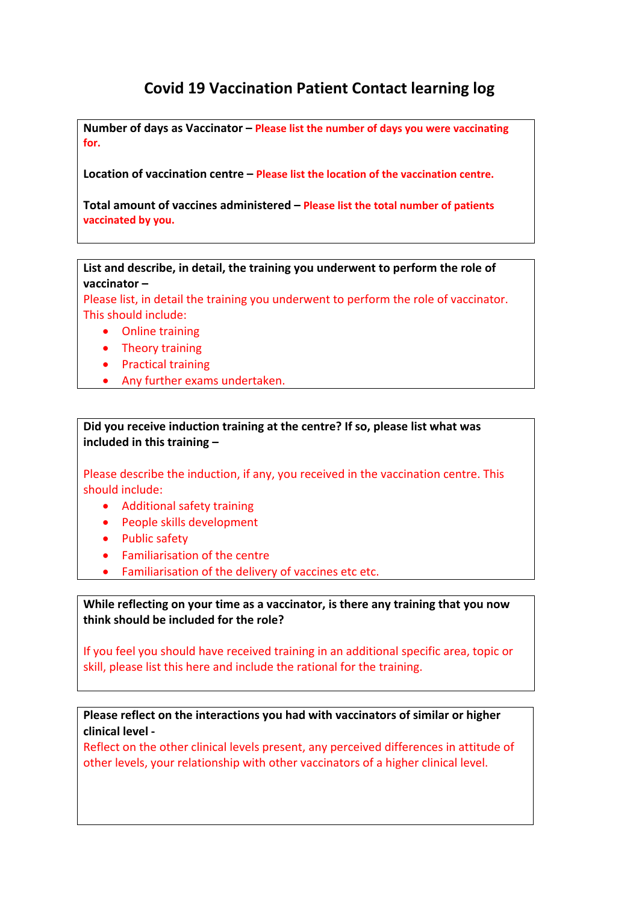# Covid 19 Vaccination Patient Contact learning log

**Number of days as Vaccinator –** **Please list the number of days you were vaccinating for.**

**Location of vaccination centre –** **Please list the location of the vaccination centre.**

**Total amount of vaccines administered –** **Please list the total number of patients vaccinated by you.**

**List and describe, in detail, the training you underwent to perform the role of vaccinator –**

Please list, in detail the training you underwent to perform the role of vaccinator. This should include:

- Online training
- Theory training
- Practical training
- Any further exams undertaken.

**Did you receive induction training at the centre? If so, please list what was included in this training –**

Please describe the induction, if any, you received in the vaccination centre. This should include:

- Additional safety training
- People skills development
- Public safety
- Familiarisation of the centre
- Familiarisation of the delivery of vaccines etc etc.

**While reflecting on your time as a vaccinator, is there any training that you now think should be included for the role?**

If you feel you should have received training in an additional specific area, topic or skill, please list this here and include the rational for the training.

**Please reflect on the interactions you had with vaccinators of similar or higher clinical level -**

Reflect on the other clinical levels present, any perceived differences in attitude of other levels, your relationship with other vaccinators of a higher clinical level.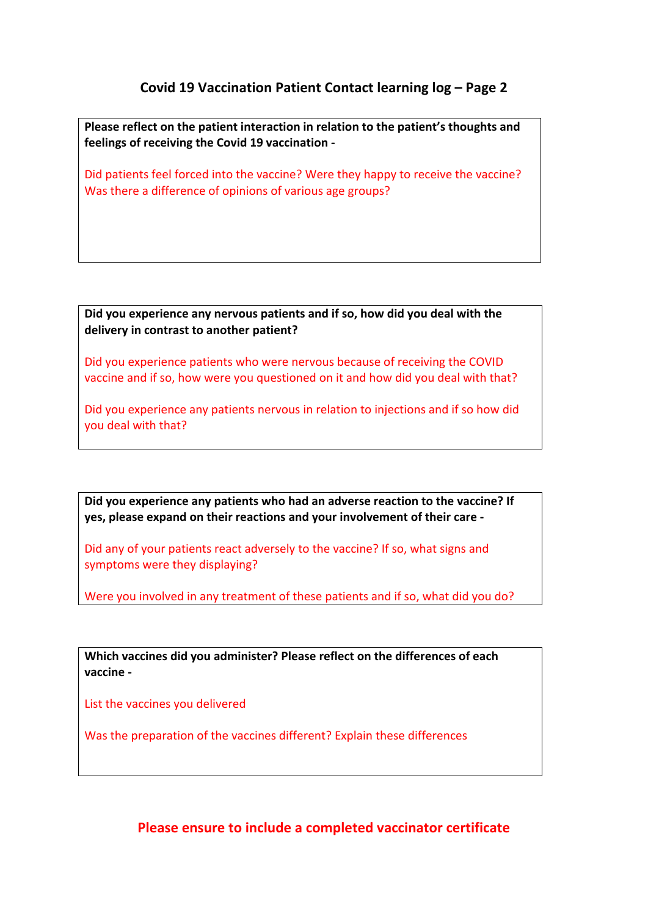## Covid 19 Vaccination Patient Contact learning log – Page 2

**Please reflect on the patient interaction in relation to the patient's thoughts and feelings of receiving the Covid 19 vaccination -**

Did patients feel forced into the vaccine? Were they happy to receive the vaccine? Was there a difference of opinions of various age groups?

**Did you experience any nervous patients and if so, how did you deal with the delivery in contrast to another patient?**

Did you experience patients who were nervous because of receiving the COVID vaccine and if so, how were you questioned on it and how did you deal with that?

Did you experience any patients nervous in relation to injections and if so how did you deal with that?

**Did you experience any patients who had an adverse reaction to the vaccine? If yes, please expand on their reactions and your involvement of their care -**

Did any of your patients react adversely to the vaccine? If so, what signs and symptoms were they displaying?

Were you involved in any treatment of these patients and if so, what did you do?

**Which vaccines did you administer? Please reflect on the differences of each vaccine -**

List the vaccines you delivered

Was the preparation of the vaccines different? Explain these differences

**Please ensure to include a completed vaccinator certificate**